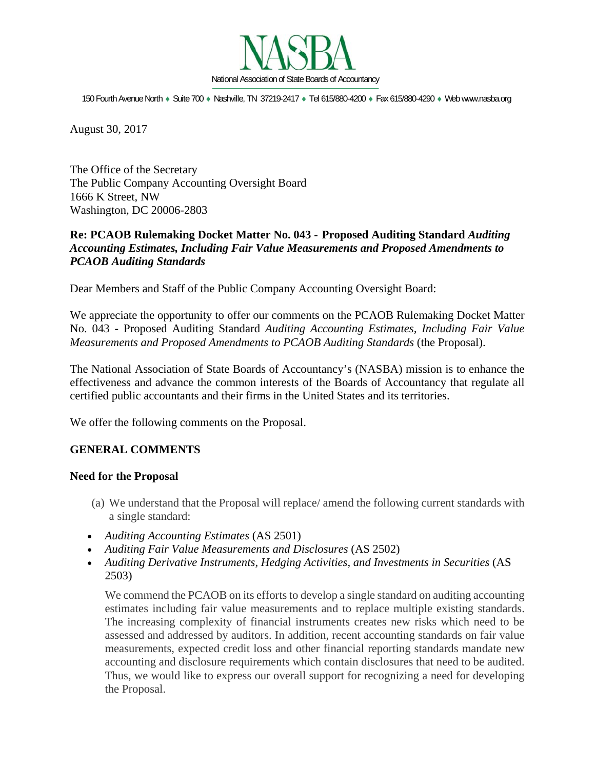# NASBA

National Association of State Boards of Accountancy

150 Fourth Avenue North ♦ Suite 700 ♦ Nashville, TN 37219-2417 ♦ Tel 615/880-4200 ♦ Fax 615/880-4290 ♦ Web www.nasba.org

August 30, 2017

The Office of the Secretary
The Public Company Accounting Oversight Board
1666 K Street, NW
Washington, DC 20006-2803

**Re: PCAOB Rulemaking Docket Matter No. 043 - Proposed Auditing Standard *Auditing Accounting Estimates, Including Fair Value Measurements and Proposed Amendments to PCAOB Auditing Standards***

Dear Members and Staff of the Public Company Accounting Oversight Board:

We appreciate the opportunity to offer our comments on the PCAOB Rulemaking Docket Matter No. 043 - Proposed Auditing Standard *Auditing Accounting Estimates, Including Fair Value Measurements and Proposed Amendments to PCAOB Auditing Standards* (the Proposal).

The National Association of State Boards of Accountancy's (NASBA) mission is to enhance the effectiveness and advance the common interests of the Boards of Accountancy that regulate all certified public accountants and their firms in the United States and its territories.

We offer the following comments on the Proposal.

## GENERAL COMMENTS

### Need for the Proposal

(a) We understand that the Proposal will replace/ amend the following current standards with a single standard:

- *Auditing Accounting Estimates* (AS 2501)
- *Auditing Fair Value Measurements and Disclosures* (AS 2502)
- *Auditing Derivative Instruments, Hedging Activities, and Investments in Securities* (AS 2503)

We commend the PCAOB on its efforts to develop a single standard on auditing accounting estimates including fair value measurements and to replace multiple existing standards. The increasing complexity of financial instruments creates new risks which need to be assessed and addressed by auditors. In addition, recent accounting standards on fair value measurements, expected credit loss and other financial reporting standards mandate new accounting and disclosure requirements which contain disclosures that need to be audited. Thus, we would like to express our overall support for recognizing a need for developing the Proposal.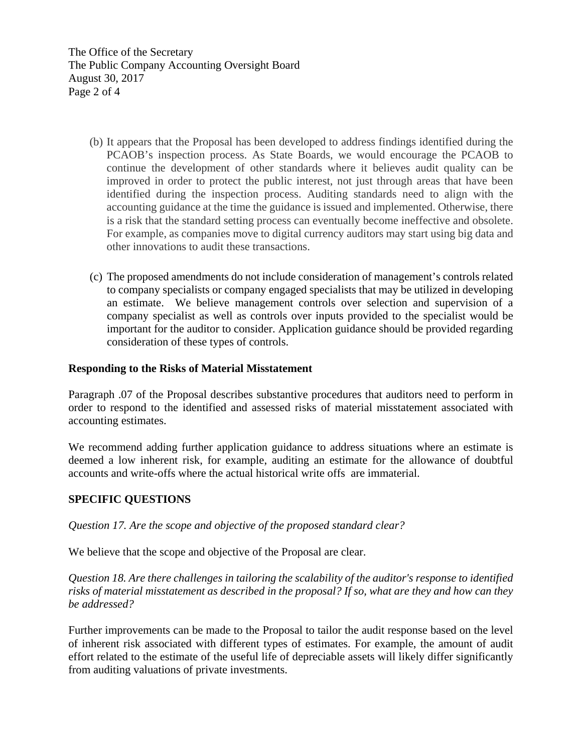(b) It appears that the Proposal has been developed to address findings identified during the PCAOB's inspection process. As State Boards, we would encourage the PCAOB to continue the development of other standards where it believes audit quality can be improved in order to protect the public interest, not just through areas that have been identified during the inspection process. Auditing standards need to align with the accounting guidance at the time the guidance is issued and implemented. Otherwise, there is a risk that the standard setting process can eventually become ineffective and obsolete. For example, as companies move to digital currency auditors may start using big data and other innovations to audit these transactions.

(c) The proposed amendments do not include consideration of management's controls related to company specialists or company engaged specialists that may be utilized in developing an estimate. We believe management controls over selection and supervision of a company specialist as well as controls over inputs provided to the specialist would be important for the auditor to consider. Application guidance should be provided regarding consideration of these types of controls.

**Responding to the Risks of Material Misstatement**

Paragraph .07 of the Proposal describes substantive procedures that auditors need to perform in order to respond to the identified and assessed risks of material misstatement associated with accounting estimates.

We recommend adding further application guidance to address situations where an estimate is deemed a low inherent risk, for example, auditing an estimate for the allowance of doubtful accounts and write-offs where the actual historical write offs are immaterial.

**SPECIFIC QUESTIONS**

*Question 17. Are the scope and objective of the proposed standard clear?*

We believe that the scope and objective of the Proposal are clear.

*Question 18. Are there challenges in tailoring the scalability of the auditor's response to identified risks of material misstatement as described in the proposal? If so, what are they and how can they be addressed?*

Further improvements can be made to the Proposal to tailor the audit response based on the level of inherent risk associated with different types of estimates. For example, the amount of audit effort related to the estimate of the useful life of depreciable assets will likely differ significantly from auditing valuations of private investments.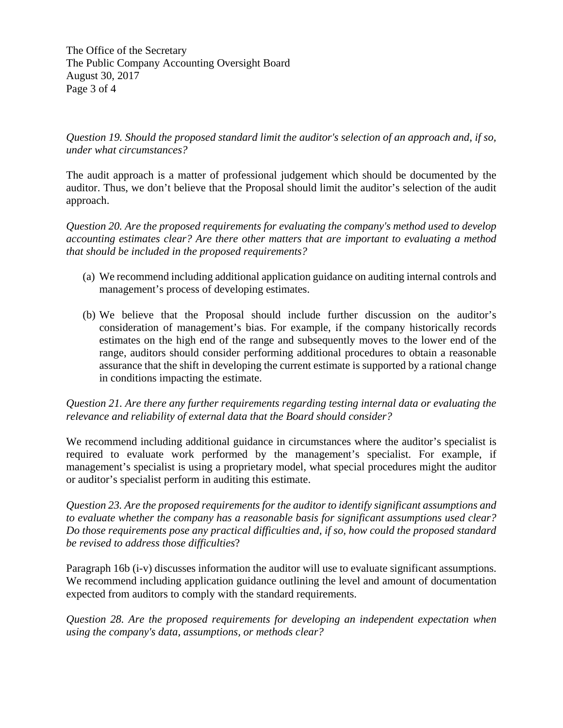*Question 19. Should the proposed standard limit the auditor's selection of an approach and, if so, under what circumstances?*

The audit approach is a matter of professional judgement which should be documented by the auditor. Thus, we don't believe that the Proposal should limit the auditor's selection of the audit approach.

*Question 20. Are the proposed requirements for evaluating the company's method used to develop accounting estimates clear? Are there other matters that are important to evaluating a method that should be included in the proposed requirements?*

(a) We recommend including additional application guidance on auditing internal controls and management's process of developing estimates.

(b) We believe that the Proposal should include further discussion on the auditor's consideration of management's bias. For example, if the company historically records estimates on the high end of the range and subsequently moves to the lower end of the range, auditors should consider performing additional procedures to obtain a reasonable assurance that the shift in developing the current estimate is supported by a rational change in conditions impacting the estimate.

*Question 21. Are there any further requirements regarding testing internal data or evaluating the relevance and reliability of external data that the Board should consider?*

We recommend including additional guidance in circumstances where the auditor's specialist is required to evaluate work performed by the management's specialist. For example, if management's specialist is using a proprietary model, what special procedures might the auditor or auditor's specialist perform in auditing this estimate.

*Question 23. Are the proposed requirements for the auditor to identify significant assumptions and to evaluate whether the company has a reasonable basis for significant assumptions used clear? Do those requirements pose any practical difficulties and, if so, how could the proposed standard be revised to address those difficulties*?

Paragraph 16b (i-v) discusses information the auditor will use to evaluate significant assumptions. We recommend including application guidance outlining the level and amount of documentation expected from auditors to comply with the standard requirements.

*Question 28. Are the proposed requirements for developing an independent expectation when using the company's data, assumptions, or methods clear?*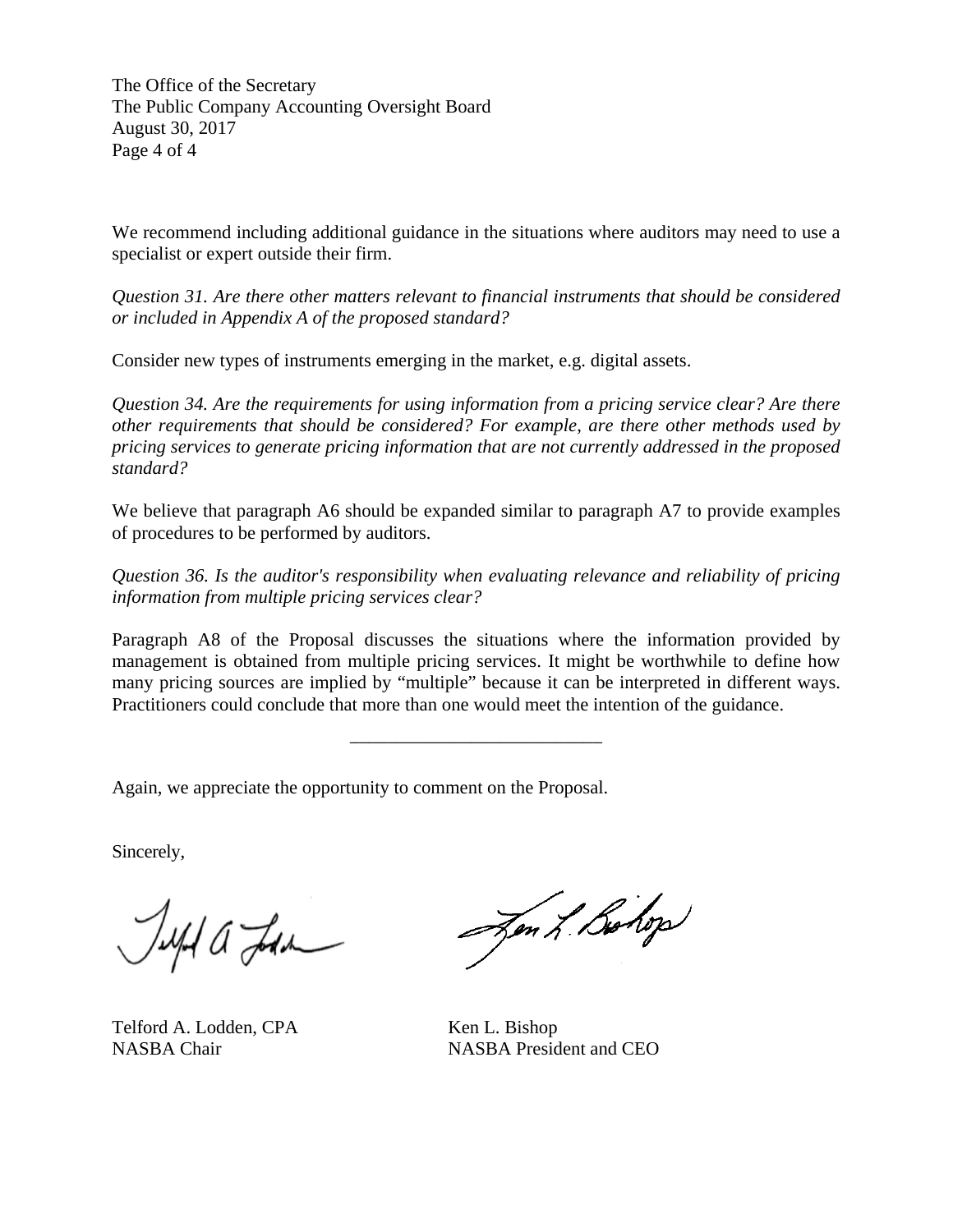We recommend including additional guidance in the situations where auditors may need to use a specialist or expert outside their firm.

*Question 31. Are there other matters relevant to financial instruments that should be considered or included in Appendix A of the proposed standard?*

Consider new types of instruments emerging in the market, e.g. digital assets.

*Question 34. Are the requirements for using information from a pricing service clear? Are there other requirements that should be considered? For example, are there other methods used by pricing services to generate pricing information that are not currently addressed in the proposed standard?*

We believe that paragraph A6 should be expanded similar to paragraph A7 to provide examples of procedures to be performed by auditors.

*Question 36. Is the auditor's responsibility when evaluating relevance and reliability of pricing information from multiple pricing services clear?*

Paragraph A8 of the Proposal discusses the situations where the information provided by management is obtained from multiple pricing services. It might be worthwhile to define how many pricing sources are implied by "multiple" because it can be interpreted in different ways. Practitioners could conclude that more than one would meet the intention of the guidance.

---

Again, we appreciate the opportunity to comment on the Proposal.

Sincerely,

Telford A. Lodden, CPA
NASBA Chair

Ken L. Bishop
NASBA President and CEO